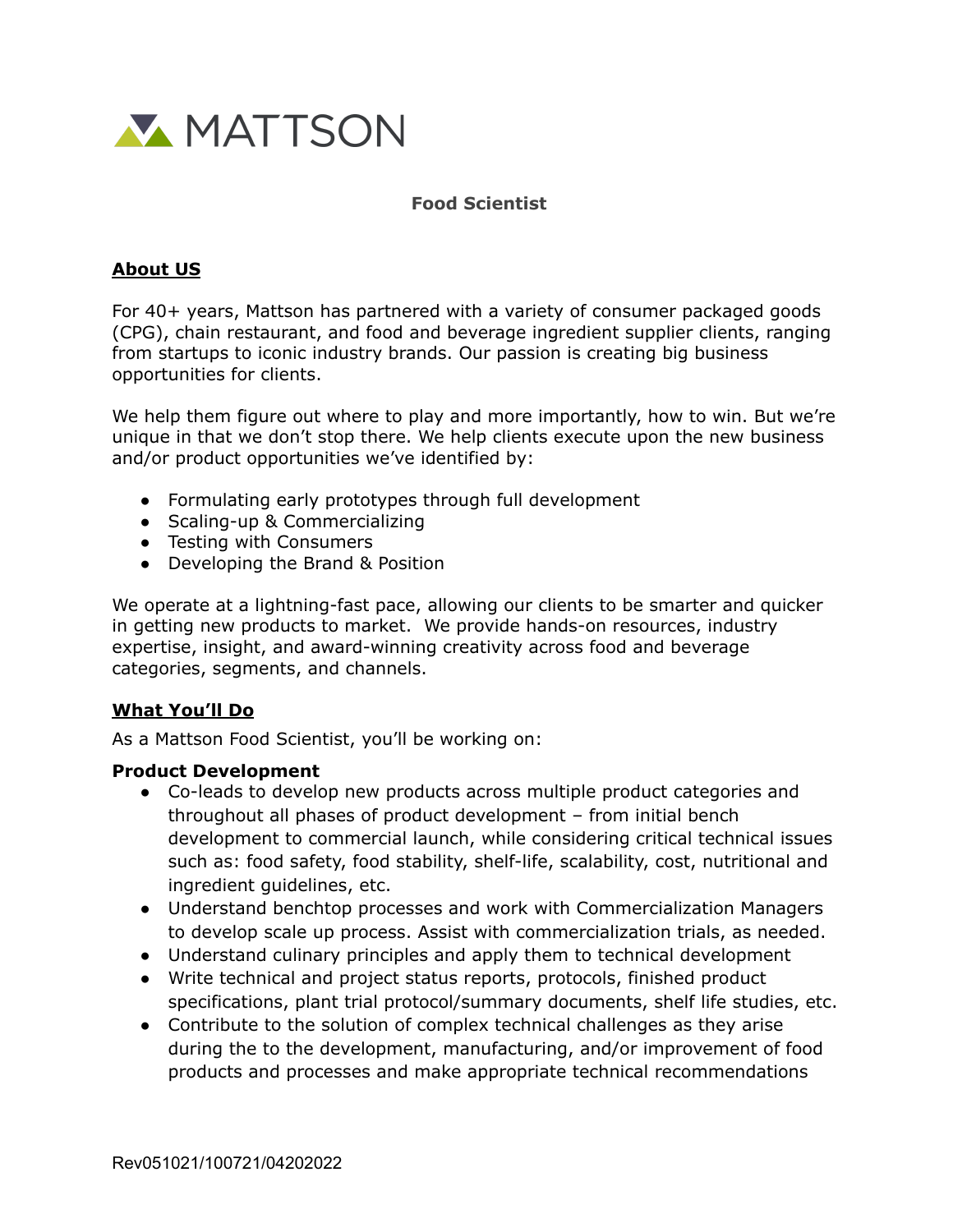MATTSON

# Food Scientist

## About US

For 40+ years, Mattson has partnered with a variety of consumer packaged goods (CPG), chain restaurant, and food and beverage ingredient supplier clients, ranging from startups to iconic industry brands. Our passion is creating big business opportunities for clients.

We help them figure out where to play and more importantly, how to win. But we're unique in that we don't stop there. We help clients execute upon the new business and/or product opportunities we've identified by:

- Formulating early prototypes through full development
- Scaling-up & Commercializing
- Testing with Consumers
- Developing the Brand & Position

We operate at a lightning-fast pace, allowing our clients to be smarter and quicker in getting new products to market. We provide hands-on resources, industry expertise, insight, and award-winning creativity across food and beverage categories, segments, and channels.

## What You'll Do

As a Mattson Food Scientist, you'll be working on:

**Product Development**

- Co-leads to develop new products across multiple product categories and throughout all phases of product development – from initial bench development to commercial launch, while considering critical technical issues such as: food safety, food stability, shelf-life, scalability, cost, nutritional and ingredient guidelines, etc.
- Understand benchtop processes and work with Commercialization Managers to develop scale up process. Assist with commercialization trials, as needed.
- Understand culinary principles and apply them to technical development
- Write technical and project status reports, protocols, finished product specifications, plant trial protocol/summary documents, shelf life studies, etc.
- Contribute to the solution of complex technical challenges as they arise during the to the development, manufacturing, and/or improvement of food products and processes and make appropriate technical recommendations

Rev051021/100721/04202022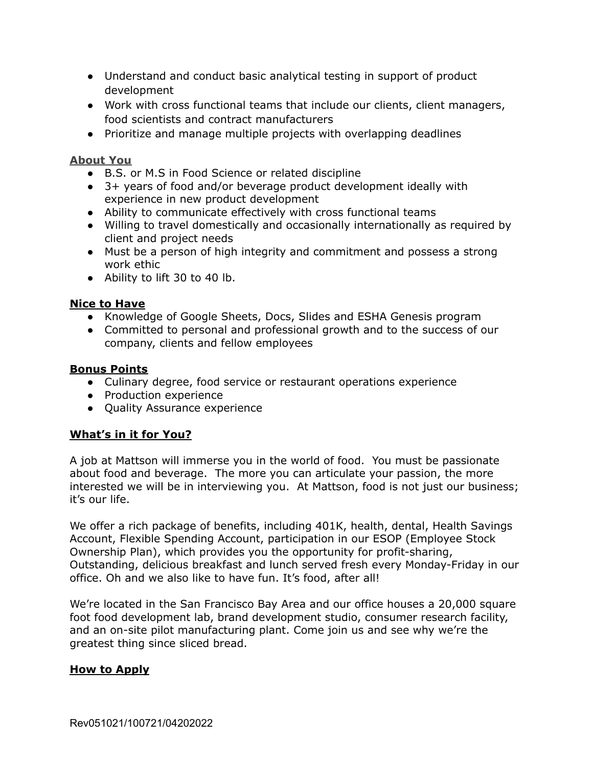- Understand and conduct basic analytical testing in support of product development
- Work with cross functional teams that include our clients, client managers, food scientists and contract manufacturers
- Prioritize and manage multiple projects with overlapping deadlines

**About You**

- B.S. or M.S in Food Science or related discipline
- 3+ years of food and/or beverage product development ideally with experience in new product development
- Ability to communicate effectively with cross functional teams
- Willing to travel domestically and occasionally internationally as required by client and project needs
- Must be a person of high integrity and commitment and possess a strong work ethic
- Ability to lift 30 to 40 lb.

**Nice to Have**

- Knowledge of Google Sheets, Docs, Slides and ESHA Genesis program
- Committed to personal and professional growth and to the success of our company, clients and fellow employees

**Bonus Points**

- Culinary degree, food service or restaurant operations experience
- Production experience
- Quality Assurance experience

**What's in it for You?**

A job at Mattson will immerse you in the world of food. You must be passionate about food and beverage. The more you can articulate your passion, the more interested we will be in interviewing you. At Mattson, food is not just our business; it's our life.

We offer a rich package of benefits, including 401K, health, dental, Health Savings Account, Flexible Spending Account, participation in our ESOP (Employee Stock Ownership Plan), which provides you the opportunity for profit-sharing, Outstanding, delicious breakfast and lunch served fresh every Monday-Friday in our office. Oh and we also like to have fun. It's food, after all!

We're located in the San Francisco Bay Area and our office houses a 20,000 square foot food development lab, brand development studio, consumer research facility, and an on-site pilot manufacturing plant. Come join us and see why we're the greatest thing since sliced bread.

**How to Apply**

Rev051021/100721/04202022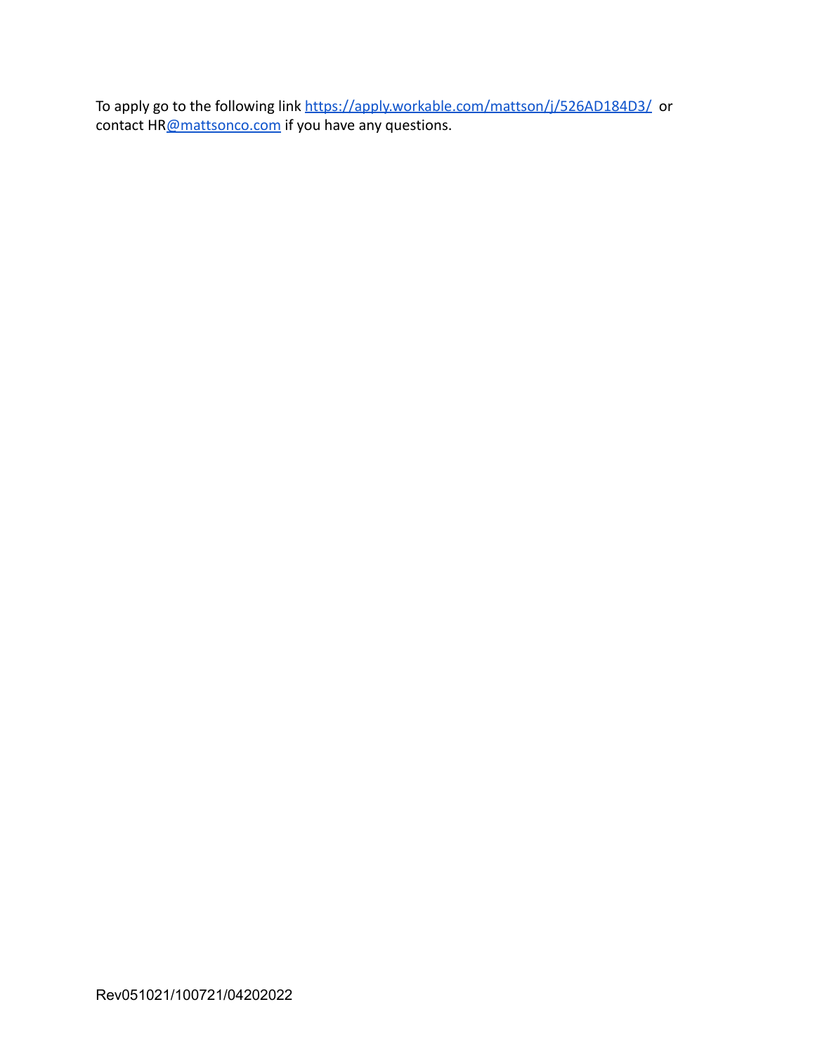To apply go to the following link https://apply.workable.com/mattson/j/526AD184D3/ or contact HR@mattsonco.com if you have any questions.

Rev051021/100721/04202022